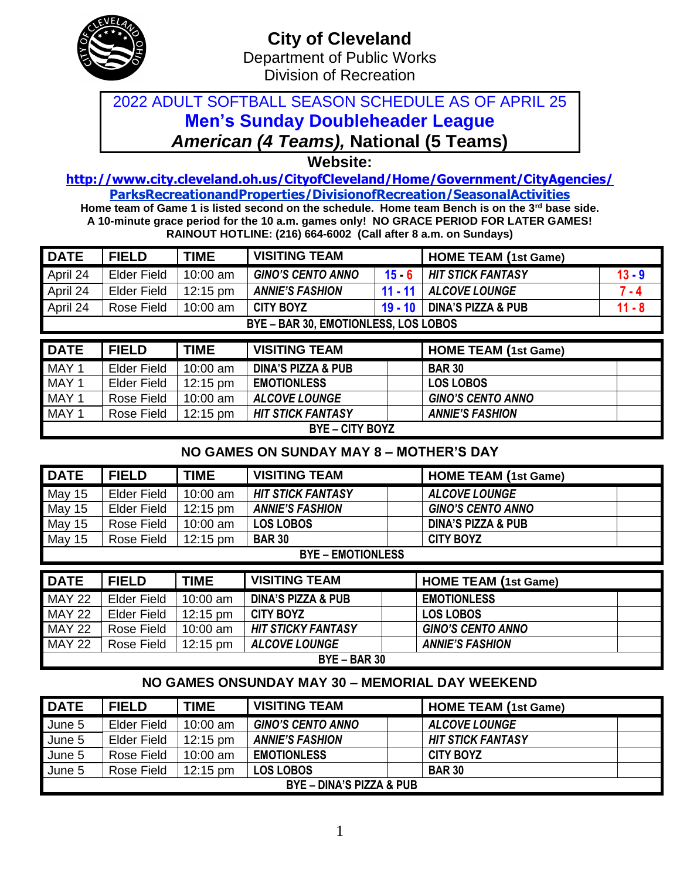# City of Cleveland

Department of Public Works

Division of Recreation

## 2022 ADULT SOFTBALL SEASON SCHEDULE AS OF APRIL 25

## Men's Sunday Doubleheader League

## *American (4 Teams),* National (5 Teams)

**Website:**

**http://www.city.cleveland.oh.us/CityofCleveland/Home/Government/CityAgencies/ParksRecreationandProperties/DivisionofRecreation/SeasonalActivities**

**Home team of Game 1 is listed second on the schedule. Home team Bench is on the 3rd base side.**
**A 10-minute grace period for the 10 a.m. games only! NO GRACE PERIOD FOR LATER GAMES!**
**RAINOUT HOTLINE: (216) 664-6002 (Call after 8 a.m. on Sundays)**

| DATE | FIELD | TIME | VISITING TEAM | | HOME TEAM (1st Game) | |
|---|---|---|---|---|---|---|
| April 24 | Elder Field | 10:00 am | *GINO'S CENTO ANNO* | 15 - 6 | *HIT STICK FANTASY* | 13 - 9 |
| April 24 | Elder Field | 12:15 pm | *ANNIE'S FASHION* | 11 - 11 | *ALCOVE LOUNGE* | 7 - 4 |
| April 24 | Rose Field | 10:00 am | CITY BOYZ | 19 - 10 | DINA'S PIZZA & PUB | 11 - 8 |
| BYE – BAR 30, EMOTIONLESS, LOS LOBOS | | | | | | |

| DATE | FIELD | TIME | VISITING TEAM | | HOME TEAM (1st Game) | |
|---|---|---|---|---|---|---|
| MAY 1 | Elder Field | 10:00 am | DINA'S PIZZA & PUB | | BAR 30 | |
| MAY 1 | Elder Field | 12:15 pm | EMOTIONLESS | | LOS LOBOS | |
| MAY 1 | Rose Field | 10:00 am | *ALCOVE LOUNGE* | | *GINO'S CENTO ANNO* | |
| MAY 1 | Rose Field | 12:15 pm | *HIT STICK FANTASY* | | *ANNIE'S FASHION* | |
| BYE – CITY BOYZ | | | | | | |

**NO GAMES ON SUNDAY MAY 8 – MOTHER'S DAY**

| DATE | FIELD | TIME | VISITING TEAM | | HOME TEAM (1st Game) | |
|---|---|---|---|---|---|---|
| May 15 | Elder Field | 10:00 am | *HIT STICK FANTASY* | | *ALCOVE LOUNGE* | |
| May 15 | Elder Field | 12:15 pm | *ANNIE'S FASHION* | | *GINO'S CENTO ANNO* | |
| May 15 | Rose Field | 10:00 am | LOS LOBOS | | DINA'S PIZZA & PUB | |
| May 15 | Rose Field | 12:15 pm | BAR 30 | | CITY BOYZ | |
| BYE – EMOTIONLESS | | | | | | |

| DATE | FIELD | TIME | VISITING TEAM | | HOME TEAM (1st Game) | |
|---|---|---|---|---|---|---|
| MAY 22 | Elder Field | 10:00 am | DINA'S PIZZA & PUB | | EMOTIONLESS | |
| MAY 22 | Elder Field | 12:15 pm | CITY BOYZ | | LOS LOBOS | |
| MAY 22 | Rose Field | 10:00 am | *HIT STICKY FANTASY* | | *GINO'S CENTO ANNO* | |
| MAY 22 | Rose Field | 12:15 pm | *ALCOVE LOUNGE* | | *ANNIE'S FASHION* | |
| BYE – BAR 30 | | | | | | |

**NO GAMES ONSUNDAY MAY 30 – MEMORIAL DAY WEEKEND**

| DATE | FIELD | TIME | VISITING TEAM | | HOME TEAM (1st Game) | |
|---|---|---|---|---|---|---|
| June 5 | Elder Field | 10:00 am | *GINO'S CENTO ANNO* | | *ALCOVE LOUNGE* | |
| June 5 | Elder Field | 12:15 pm | *ANNIE'S FASHION* | | *HIT STICK FANTASY* | |
| June 5 | Rose Field | 10:00 am | EMOTIONLESS | | CITY BOYZ | |
| June 5 | Rose Field | 12:15 pm | LOS LOBOS | | BAR 30 | |
| BYE – DINA'S PIZZA & PUB | | | | | | |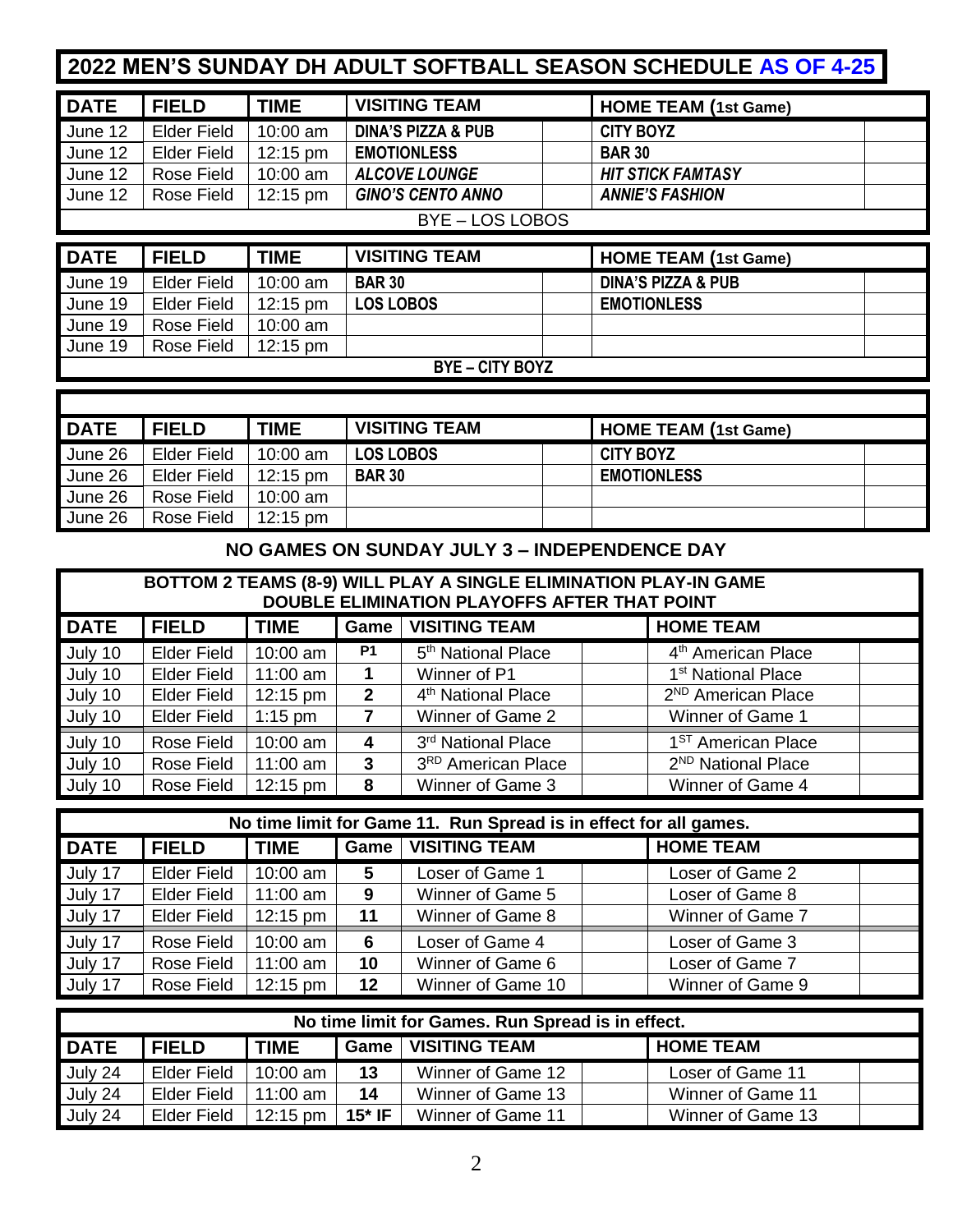# 2022 MEN'S SUNDAY DH ADULT SOFTBALL SEASON SCHEDULE AS OF 4-25

| DATE | FIELD | TIME | VISITING TEAM | | HOME TEAM (1st Game) | |
|---|---|---|---|---|---|---|
| June 12 | Elder Field | 10:00 am | **DINA'S PIZZA & PUB** | | **CITY BOYZ** | |
| June 12 | Elder Field | 12:15 pm | **EMOTIONLESS** | | **BAR 30** | |
| June 12 | Rose Field | 10:00 am | ***ALCOVE LOUNGE*** | | ***HIT STICK FAMTASY*** | |
| June 12 | Rose Field | 12:15 pm | ***GINO'S CENTO ANNO*** | | ***ANNIE'S FASHION*** | |
| BYE – LOS LOBOS | | | | | | |

| DATE | FIELD | TIME | VISITING TEAM | | HOME TEAM (1st Game) | |
|---|---|---|---|---|---|---|
| June 19 | Elder Field | 10:00 am | **BAR 30** | | **DINA'S PIZZA & PUB** | |
| June 19 | Elder Field | 12:15 pm | **LOS LOBOS** | | **EMOTIONLESS** | |
| June 19 | Rose Field | 10:00 am | | | | |
| June 19 | Rose Field | 12:15 pm | | | | |
| **BYE – CITY BOYZ** | | | | | | |

| DATE | FIELD | TIME | VISITING TEAM | | HOME TEAM (1st Game) | |
|---|---|---|---|---|---|---|
| June 26 | Elder Field | 10:00 am | **LOS LOBOS** | | **CITY BOYZ** | |
| June 26 | Elder Field | 12:15 pm | **BAR 30** | | **EMOTIONLESS** | |
| June 26 | Rose Field | 10:00 am | | | | |
| June 26 | Rose Field | 12:15 pm | | | | |

**NO GAMES ON SUNDAY JULY 3 – INDEPENDENCE DAY**

**BOTTOM 2 TEAMS (8-9) WILL PLAY A SINGLE ELIMINATION PLAY-IN GAME**
**DOUBLE ELIMINATION PLAYOFFS AFTER THAT POINT**

| DATE | FIELD | TIME | Game | VISITING TEAM | | HOME TEAM | |
|---|---|---|---|---|---|---|---|
| July 10 | Elder Field | 10:00 am | P1 | 5th National Place | | 4th American Place | |
| July 10 | Elder Field | 11:00 am | 1 | Winner of P1 | | 1st National Place | |
| July 10 | Elder Field | 12:15 pm | 2 | 4th National Place | | 2ND American Place | |
| July 10 | Elder Field | 1:15 pm | 7 | Winner of Game 2 | | Winner of Game 1 | |
| July 10 | Rose Field | 10:00 am | 4 | 3rd National Place | | 1ST American Place | |
| July 10 | Rose Field | 11:00 am | 3 | 3RD American Place | | 2ND National Place | |
| July 10 | Rose Field | 12:15 pm | 8 | Winner of Game 3 | | Winner of Game 4 | |

**No time limit for Game 11. Run Spread is in effect for all games.**

| DATE | FIELD | TIME | Game | VISITING TEAM | | HOME TEAM | |
|---|---|---|---|---|---|---|---|
| July 17 | Elder Field | 10:00 am | 5 | Loser of Game 1 | | Loser of Game 2 | |
| July 17 | Elder Field | 11:00 am | 9 | Winner of Game 5 | | Loser of Game 8 | |
| July 17 | Elder Field | 12:15 pm | 11 | Winner of Game 8 | | Winner of Game 7 | |
| July 17 | Rose Field | 10:00 am | 6 | Loser of Game 4 | | Loser of Game 3 | |
| July 17 | Rose Field | 11:00 am | 10 | Winner of Game 6 | | Loser of Game 7 | |
| July 17 | Rose Field | 12:15 pm | 12 | Winner of Game 10 | | Winner of Game 9 | |

**No time limit for Games. Run Spread is in effect.**

| DATE | FIELD | TIME | Game | VISITING TEAM | | HOME TEAM | |
|---|---|---|---|---|---|---|---|
| July 24 | Elder Field | 10:00 am | 13 | Winner of Game 12 | | Loser of Game 11 | |
| July 24 | Elder Field | 11:00 am | 14 | Winner of Game 13 | | Winner of Game 11 | |
| July 24 | Elder Field | 12:15 pm | 15* IF | Winner of Game 11 | | Winner of Game 13 | |